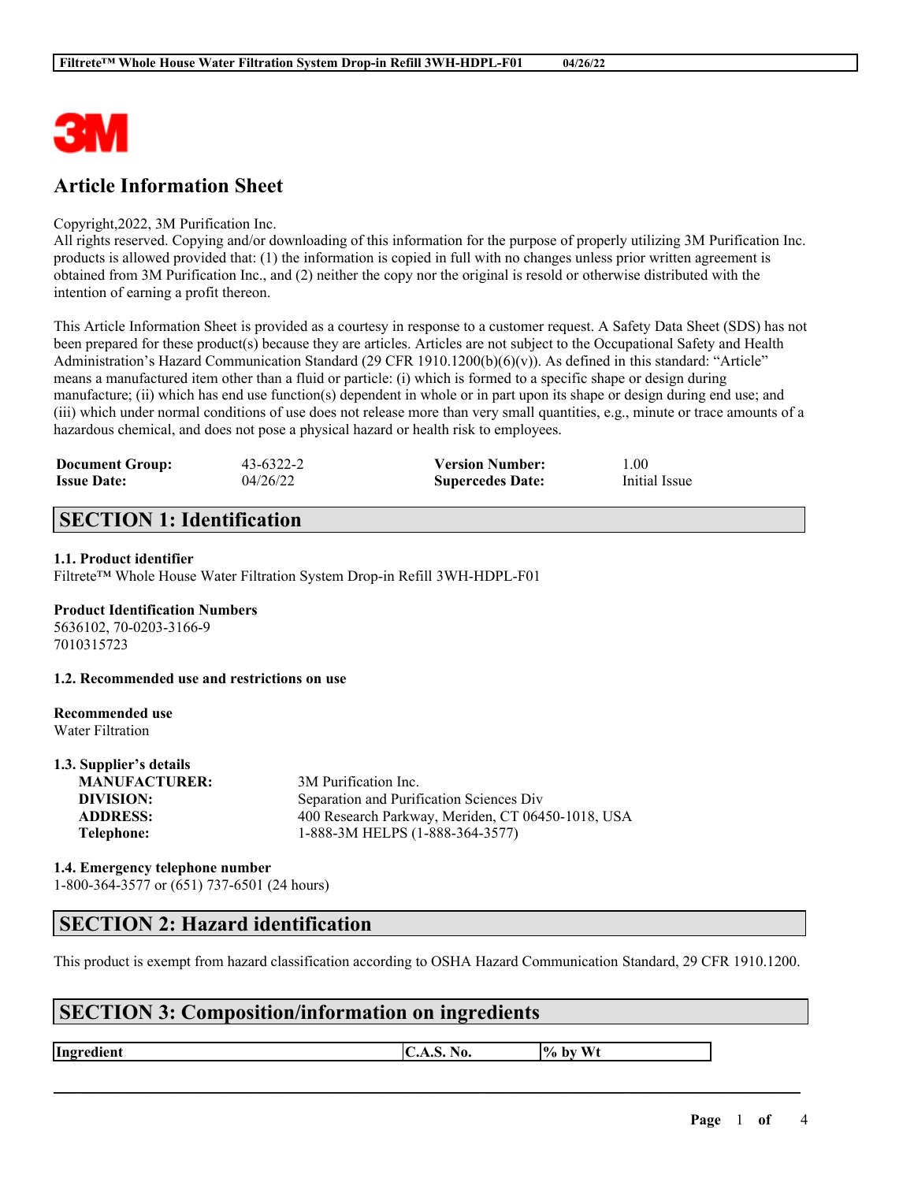# Article Information Sheet

Copyright,2022, 3M Purification Inc.
All rights reserved. Copying and/or downloading of this information for the purpose of properly utilizing 3M Purification Inc. products is allowed provided that: (1) the information is copied in full with no changes unless prior written agreement is obtained from 3M Purification Inc., and (2) neither the copy nor the original is resold or otherwise distributed with the intention of earning a profit thereon.

This Article Information Sheet is provided as a courtesy in response to a customer request. A Safety Data Sheet (SDS) has not been prepared for these product(s) because they are articles. Articles are not subject to the Occupational Safety and Health Administration's Hazard Communication Standard (29 CFR 1910.1200(b)(6)(v)). As defined in this standard: "Article" means a manufactured item other than a fluid or particle: (i) which is formed to a specific shape or design during manufacture; (ii) which has end use function(s) dependent in whole or in part upon its shape or design during end use; and (iii) which under normal conditions of use does not release more than very small quantities, e.g., minute or trace amounts of a hazardous chemical, and does not pose a physical hazard or health risk to employees.

| | | | |
|---|---|---|---|
| **Document Group:** | 43-6322-2 | **Version Number:** | 1.00 |
| **Issue Date:** | 04/26/22 | **Supercedes Date:** | Initial Issue |

## SECTION 1: Identification

### 1.1. Product identifier

Filtrete™ Whole House Water Filtration System Drop-in Refill 3WH-HDPL-F01

**Product Identification Numbers**
5636102, 70-0203-3166-9
7010315723

### 1.2. Recommended use and restrictions on use

**Recommended use**
Water Filtration

### 1.3. Supplier's details

| | |
|---|---|
| **MANUFACTURER:** | 3M Purification Inc. |
| **DIVISION:** | Separation and Purification Sciences Div |
| **ADDRESS:** | 400 Research Parkway, Meriden, CT 06450-1018, USA |
| **Telephone:** | 1-888-3M HELPS (1-888-364-3577) |

### 1.4. Emergency telephone number

1-800-364-3577 or (651) 737-6501 (24 hours)

## SECTION 2: Hazard identification

This product is exempt from hazard classification according to OSHA Hazard Communication Standard, 29 CFR 1910.1200.

## SECTION 3: Composition/information on ingredients

| Ingredient | C.A.S. No. | % by Wt |
|---|---|---|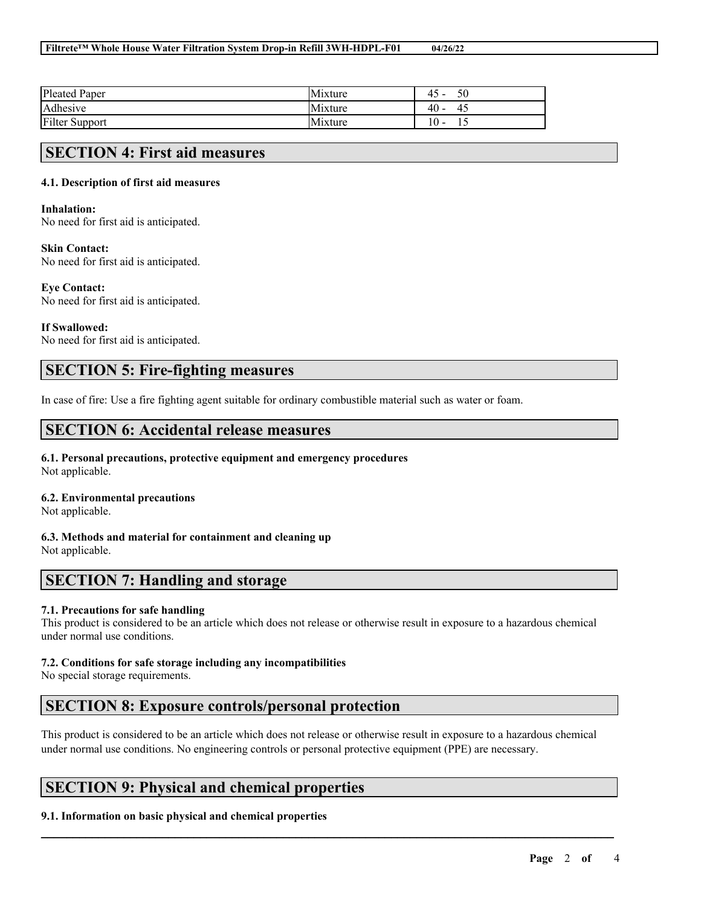| Pleated Paper | Mixture | 45 - 50 |
|---|---|---|
| Adhesive | Mixture | 40 - 45 |
| Filter Support | Mixture | 10 - 15 |

## SECTION 4: First aid measures

### 4.1. Description of first aid measures

**Inhalation:**
No need for first aid is anticipated.

**Skin Contact:**
No need for first aid is anticipated.

**Eye Contact:**
No need for first aid is anticipated.

**If Swallowed:**
No need for first aid is anticipated.

## SECTION 5: Fire-fighting measures

In case of fire: Use a fire fighting agent suitable for ordinary combustible material such as water or foam.

## SECTION 6: Accidental release measures

### 6.1. Personal precautions, protective equipment and emergency procedures
Not applicable.

### 6.2. Environmental precautions
Not applicable.

### 6.3. Methods and material for containment and cleaning up
Not applicable.

## SECTION 7: Handling and storage

### 7.1. Precautions for safe handling
This product is considered to be an article which does not release or otherwise result in exposure to a hazardous chemical under normal use conditions.

### 7.2. Conditions for safe storage including any incompatibilities
No special storage requirements.

## SECTION 8: Exposure controls/personal protection

This product is considered to be an article which does not release or otherwise result in exposure to a hazardous chemical under normal use conditions. No engineering controls or personal protective equipment (PPE) are necessary.

## SECTION 9: Physical and chemical properties

### 9.1. Information on basic physical and chemical properties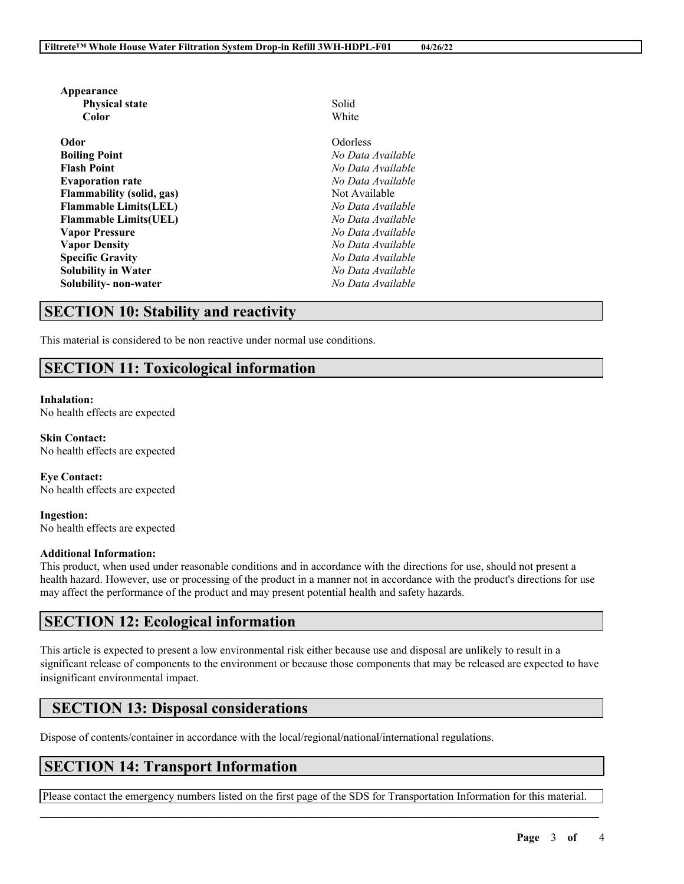| | |
|---|---|
| **Appearance** | |
| **Physical state** | Solid |
| **Color** | White |
| **Odor** | Odorless |
| **Boiling Point** | *No Data Available* |
| **Flash Point** | *No Data Available* |
| **Evaporation rate** | *No Data Available* |
| **Flammability (solid, gas)** | Not Available |
| **Flammable Limits(LEL)** | *No Data Available* |
| **Flammable Limits(UEL)** | *No Data Available* |
| **Vapor Pressure** | *No Data Available* |
| **Vapor Density** | *No Data Available* |
| **Specific Gravity** | *No Data Available* |
| **Solubility in Water** | *No Data Available* |
| **Solubility- non-water** | *No Data Available* |

## SECTION 10: Stability and reactivity

This material is considered to be non reactive under normal use conditions.

## SECTION 11: Toxicological information

**Inhalation:**
No health effects are expected

**Skin Contact:**
No health effects are expected

**Eye Contact:**
No health effects are expected

**Ingestion:**
No health effects are expected

**Additional Information:**
This product, when used under reasonable conditions and in accordance with the directions for use, should not present a health hazard. However, use or processing of the product in a manner not in accordance with the product's directions for use may affect the performance of the product and may present potential health and safety hazards.

## SECTION 12: Ecological information

This article is expected to present a low environmental risk either because use and disposal are unlikely to result in a significant release of components to the environment or because those components that may be released are expected to have insignificant environmental impact.

## SECTION 13: Disposal considerations

Dispose of contents/container in accordance with the local/regional/national/international regulations.

## SECTION 14: Transport Information

Please contact the emergency numbers listed on the first page of the SDS for Transportation Information for this material.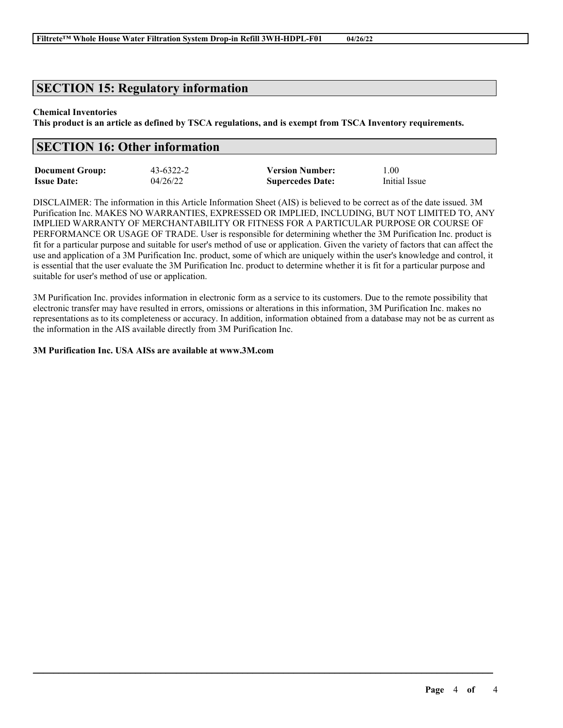## SECTION 15: Regulatory information

**Chemical Inventories**
**This product is an article as defined by TSCA regulations, and is exempt from TSCA Inventory requirements.**

## SECTION 16: Other information

| | | | |
|---|---|---|---|
| **Document Group:** | 43-6322-2 | **Version Number:** | 1.00 |
| **Issue Date:** | 04/26/22 | **Supercedes Date:** | Initial Issue |

DISCLAIMER: The information in this Article Information Sheet (AIS) is believed to be correct as of the date issued. 3M Purification Inc. MAKES NO WARRANTIES, EXPRESSED OR IMPLIED, INCLUDING, BUT NOT LIMITED TO, ANY IMPLIED WARRANTY OF MERCHANTABILITY OR FITNESS FOR A PARTICULAR PURPOSE OR COURSE OF PERFORMANCE OR USAGE OF TRADE. User is responsible for determining whether the 3M Purification Inc. product is fit for a particular purpose and suitable for user's method of use or application. Given the variety of factors that can affect the use and application of a 3M Purification Inc. product, some of which are uniquely within the user's knowledge and control, it is essential that the user evaluate the 3M Purification Inc. product to determine whether it is fit for a particular purpose and suitable for user's method of use or application.

3M Purification Inc. provides information in electronic form as a service to its customers. Due to the remote possibility that electronic transfer may have resulted in errors, omissions or alterations in this information, 3M Purification Inc. makes no representations as to its completeness or accuracy. In addition, information obtained from a database may not be as current as the information in the AIS available directly from 3M Purification Inc.

**3M Purification Inc. USA AISs are available at www.3M.com**